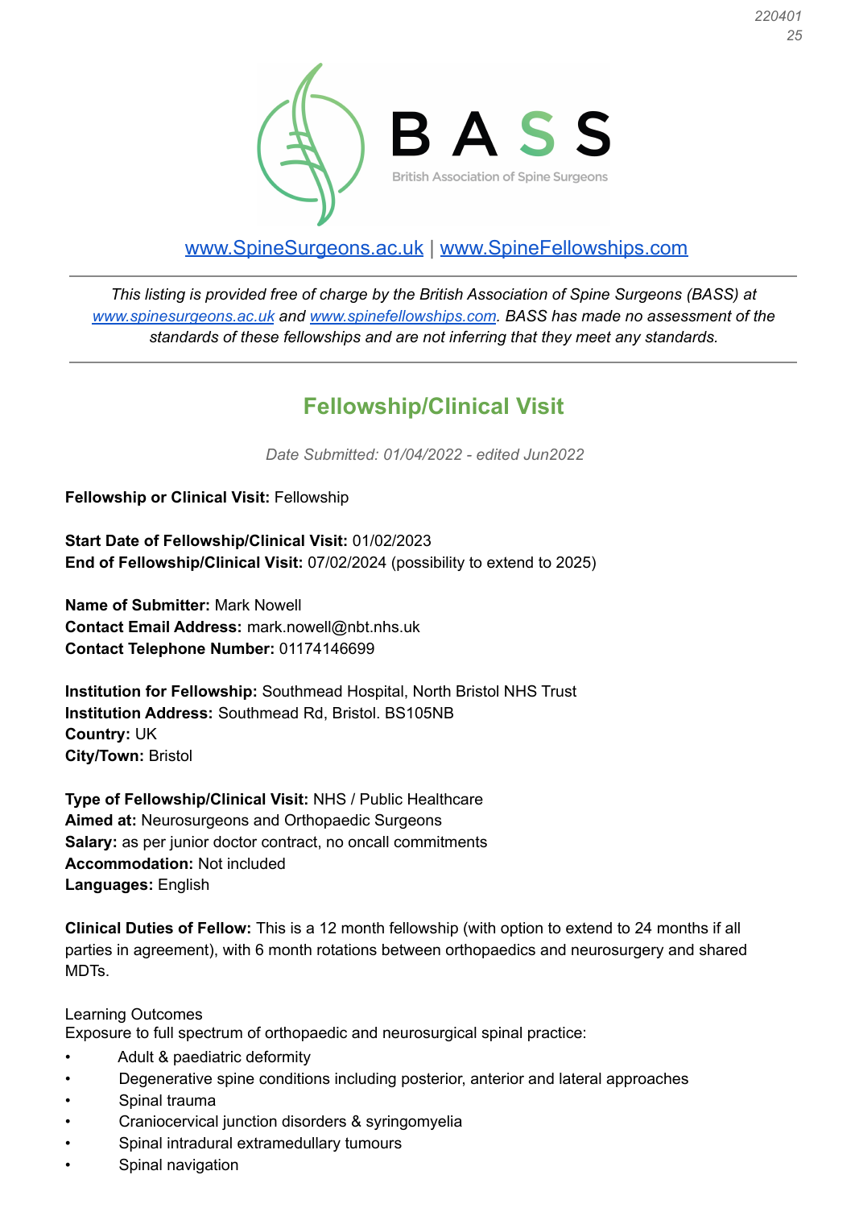BASS

British Association of Spine Surgeons

[www.SpineSurgeons.ac.uk](http://www.SpineSurgeons.ac.uk) | [www.SpineFellowships.com](http://www.SpineFellowships.com)

---

*This listing is provided free of charge by the British Association of Spine Surgeons (BASS) at [www.spinesurgeons.ac.uk](http://www.spinesurgeons.ac.uk) and [www.spinefellowships.com](http://www.spinefellowships.com). BASS has made no assessment of the standards of these fellowships and are not inferring that they meet any standards.*

---

## Fellowship/Clinical Visit

*Date Submitted: 01/04/2022 - edited Jun2022*

**Fellowship or Clinical Visit:** Fellowship

**Start Date of Fellowship/Clinical Visit:** 01/02/2023
**End of Fellowship/Clinical Visit:** 07/02/2024 (possibility to extend to 2025)

**Name of Submitter:** Mark Nowell
**Contact Email Address:** mark.nowell@nbt.nhs.uk
**Contact Telephone Number:** 01174146699

**Institution for Fellowship:** Southmead Hospital, North Bristol NHS Trust
**Institution Address:** Southmead Rd, Bristol. BS105NB
**Country:** UK
**City/Town:** Bristol

**Type of Fellowship/Clinical Visit:** NHS / Public Healthcare
**Aimed at:** Neurosurgeons and Orthopaedic Surgeons
**Salary:** as per junior doctor contract, no oncall commitments
**Accommodation:** Not included
**Languages:** English

**Clinical Duties of Fellow:** This is a 12 month fellowship (with option to extend to 24 months if all parties in agreement), with 6 month rotations between orthopaedics and neurosurgery and shared MDTs.

Learning Outcomes
Exposure to full spectrum of orthopaedic and neurosurgical spinal practice:

- Adult & paediatric deformity
- Degenerative spine conditions including posterior, anterior and lateral approaches
- Spinal trauma
- Craniocervical junction disorders & syringomyelia
- Spinal intradural extramedullary tumours
- Spinal navigation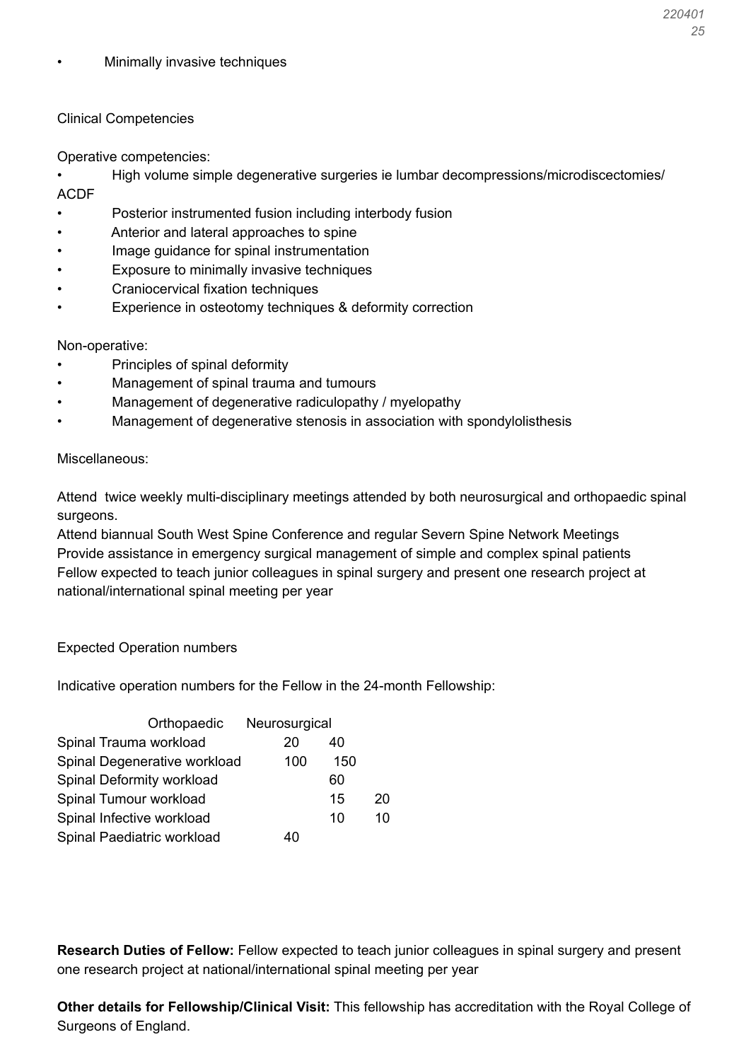• Minimally invasive techniques

Clinical Competencies

Operative competencies:

- High volume simple degenerative surgeries ie lumbar decompressions/microdiscectomies/ ACDF
- Posterior instrumented fusion including interbody fusion
- Anterior and lateral approaches to spine
- Image guidance for spinal instrumentation
- Exposure to minimally invasive techniques
- Craniocervical fixation techniques
- Experience in osteotomy techniques & deformity correction

Non-operative:

- Principles of spinal deformity
- Management of spinal trauma and tumours
- Management of degenerative radiculopathy / myelopathy
- Management of degenerative stenosis in association with spondylolisthesis

Miscellaneous:

Attend twice weekly multi-disciplinary meetings attended by both neurosurgical and orthopaedic spinal surgeons.
Attend biannual South West Spine Conference and regular Severn Spine Network Meetings
Provide assistance in emergency surgical management of simple and complex spinal patients
Fellow expected to teach junior colleagues in spinal surgery and present one research project at national/international spinal meeting per year

Expected Operation numbers

Indicative operation numbers for the Fellow in the 24-month Fellowship:

| | Orthopaedic | Neurosurgical | |
|---|---|---|---|
| Spinal Trauma workload | 20 | 40 | |
| Spinal Degenerative workload | 100 | 150 | |
| Spinal Deformity workload | | 60 | |
| Spinal Tumour workload | | 15 | 20 |
| Spinal Infective workload | | 10 | 10 |
| Spinal Paediatric workload | 40 | | |

**Research Duties of Fellow:** Fellow expected to teach junior colleagues in spinal surgery and present one research project at national/international spinal meeting per year

**Other details for Fellowship/Clinical Visit:** This fellowship has accreditation with the Royal College of Surgeons of England.